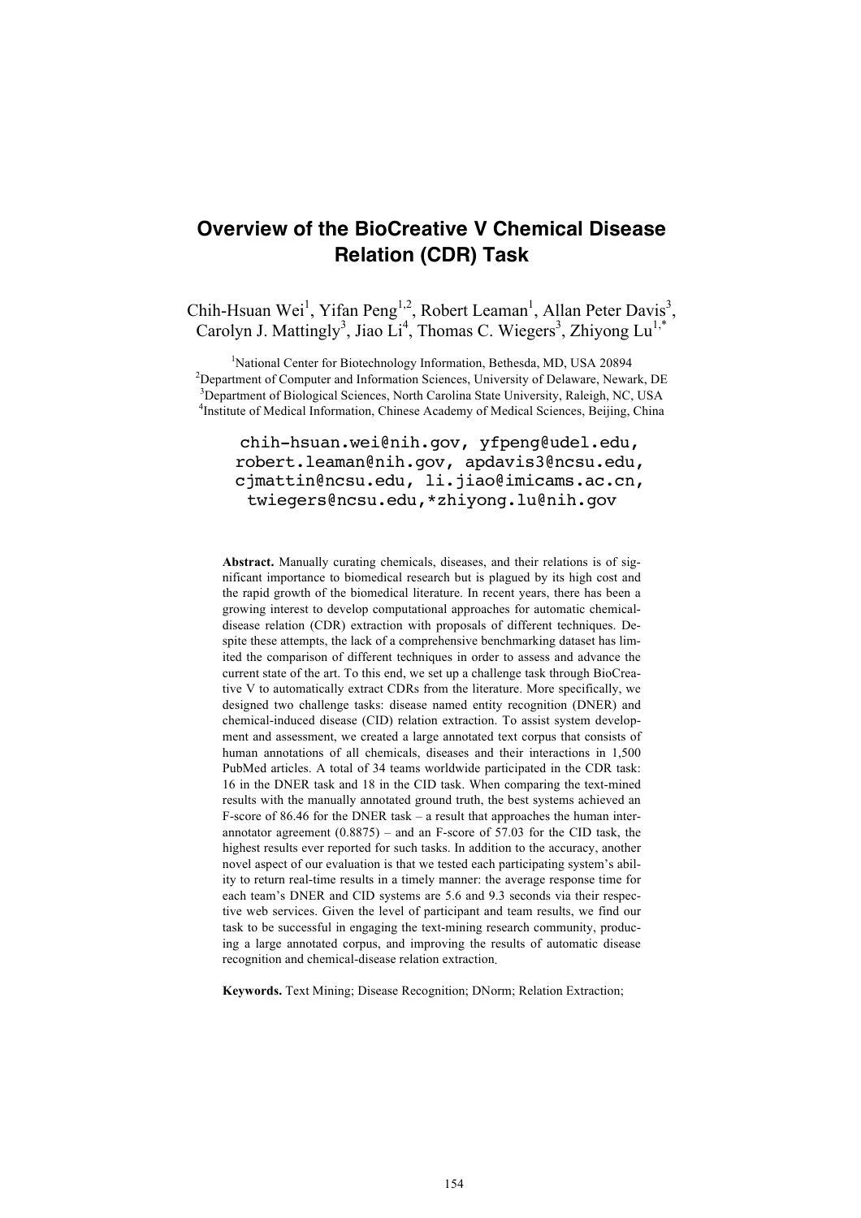# Overview of the BioCreative V Chemical Disease Relation (CDR) Task

Chih-Hsuan Wei[1], Yifan Peng[1,2], Robert Leaman[1], Allan Peter Davis[3], Carolyn J. Mattingly[3], Jiao Li[4], Thomas C. Wiegers[3], Zhiyong Lu[1,*]

[1]National Center for Biotechnology Information, Bethesda, MD, USA 20894
[2]Department of Computer and Information Sciences, University of Delaware, Newark, DE
[3]Department of Biological Sciences, North Carolina State University, Raleigh, NC, USA
[4]Institute of Medical Information, Chinese Academy of Medical Sciences, Beijing, China

chih-hsuan.wei@nih.gov, yfpeng@udel.edu, robert.leaman@nih.gov, apdavis3@ncsu.edu, cjmattin@ncsu.edu, li.jiao@imicams.ac.cn, twiegers@ncsu.edu, *zhiyong.lu@nih.gov

**Abstract.** Manually curating chemicals, diseases, and their relations is of significant importance to biomedical research but is plagued by its high cost and the rapid growth of the biomedical literature. In recent years, there has been a growing interest to develop computational approaches for automatic chemical-disease relation (CDR) extraction with proposals of different techniques. Despite these attempts, the lack of a comprehensive benchmarking dataset has limited the comparison of different techniques in order to assess and advance the current state of the art. To this end, we set up a challenge task through BioCreative V to automatically extract CDRs from the literature. More specifically, we designed two challenge tasks: disease named entity recognition (DNER) and chemical-induced disease (CID) relation extraction. To assist system development and assessment, we created a large annotated text corpus that consists of human annotations of all chemicals, diseases and their interactions in 1,500 PubMed articles. A total of 34 teams worldwide participated in the CDR task: 16 in the DNER task and 18 in the CID task. When comparing the text-mined results with the manually annotated ground truth, the best systems achieved an F-score of 86.46 for the DNER task – a result that approaches the human inter-annotator agreement (0.8875) – and an F-score of 57.03 for the CID task, the highest results ever reported for such tasks. In addition to the accuracy, another novel aspect of our evaluation is that we tested each participating system's ability to return real-time results in a timely manner: the average response time for each team's DNER and CID systems are 5.6 and 9.3 seconds via their respective web services. Given the level of participant and team results, we find our task to be successful in engaging the text-mining research community, producing a large annotated corpus, and improving the results of automatic disease recognition and chemical-disease relation extraction.

**Keywords.** Text Mining; Disease Recognition; DNorm; Relation Extraction;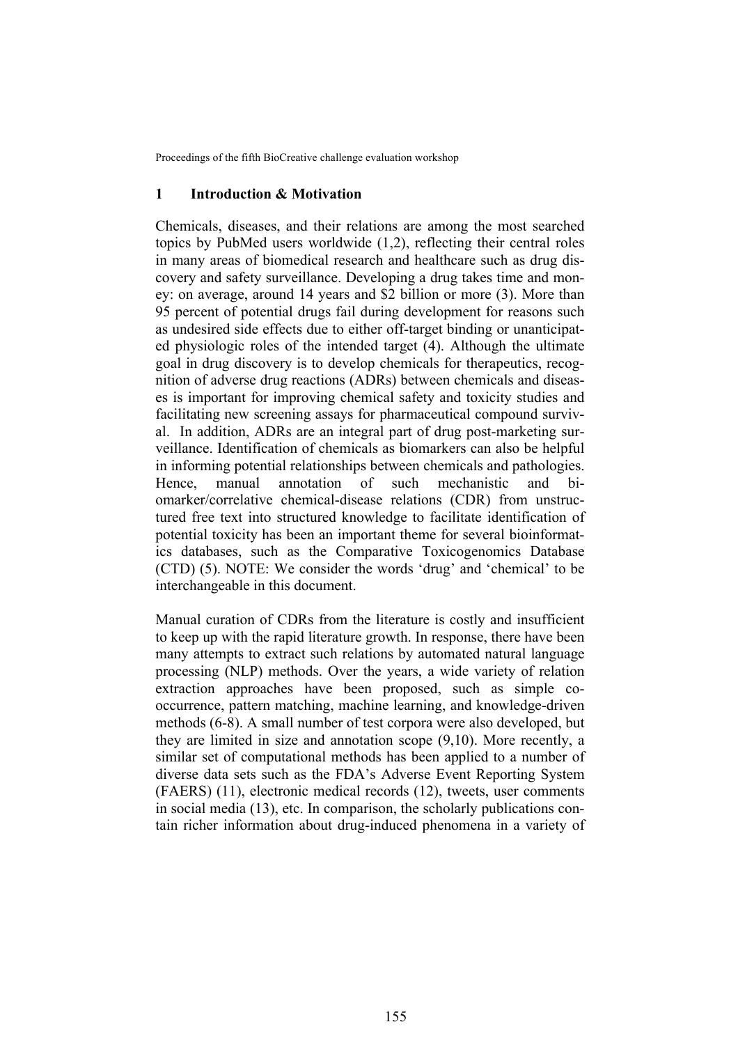## 1 Introduction & Motivation

Chemicals, diseases, and their relations are among the most searched topics by PubMed users worldwide (1,2), reflecting their central roles in many areas of biomedical research and healthcare such as drug discovery and safety surveillance. Developing a drug takes time and money: on average, around 14 years and $2 billion or more (3). More than 95 percent of potential drugs fail during development for reasons such as undesired side effects due to either off-target binding or unanticipated physiologic roles of the intended target (4). Although the ultimate goal in drug discovery is to develop chemicals for therapeutics, recognition of adverse drug reactions (ADRs) between chemicals and diseases is important for improving chemical safety and toxicity studies and facilitating new screening assays for pharmaceutical compound survival. In addition, ADRs are an integral part of drug post-marketing surveillance. Identification of chemicals as biomarkers can also be helpful in informing potential relationships between chemicals and pathologies. Hence, manual annotation of such mechanistic and biomarker/correlative chemical-disease relations (CDR) from unstructured free text into structured knowledge to facilitate identification of potential toxicity has been an important theme for several bioinformatics databases, such as the Comparative Toxicogenomics Database (CTD) (5). NOTE: We consider the words 'drug' and 'chemical' to be interchangeable in this document.

Manual curation of CDRs from the literature is costly and insufficient to keep up with the rapid literature growth. In response, there have been many attempts to extract such relations by automated natural language processing (NLP) methods. Over the years, a wide variety of relation extraction approaches have been proposed, such as simple co-occurrence, pattern matching, machine learning, and knowledge-driven methods (6-8). A small number of test corpora were also developed, but they are limited in size and annotation scope (9,10). More recently, a similar set of computational methods has been applied to a number of diverse data sets such as the FDA's Adverse Event Reporting System (FAERS) (11), electronic medical records (12), tweets, user comments in social media (13), etc. In comparison, the scholarly publications contain richer information about drug-induced phenomena in a variety of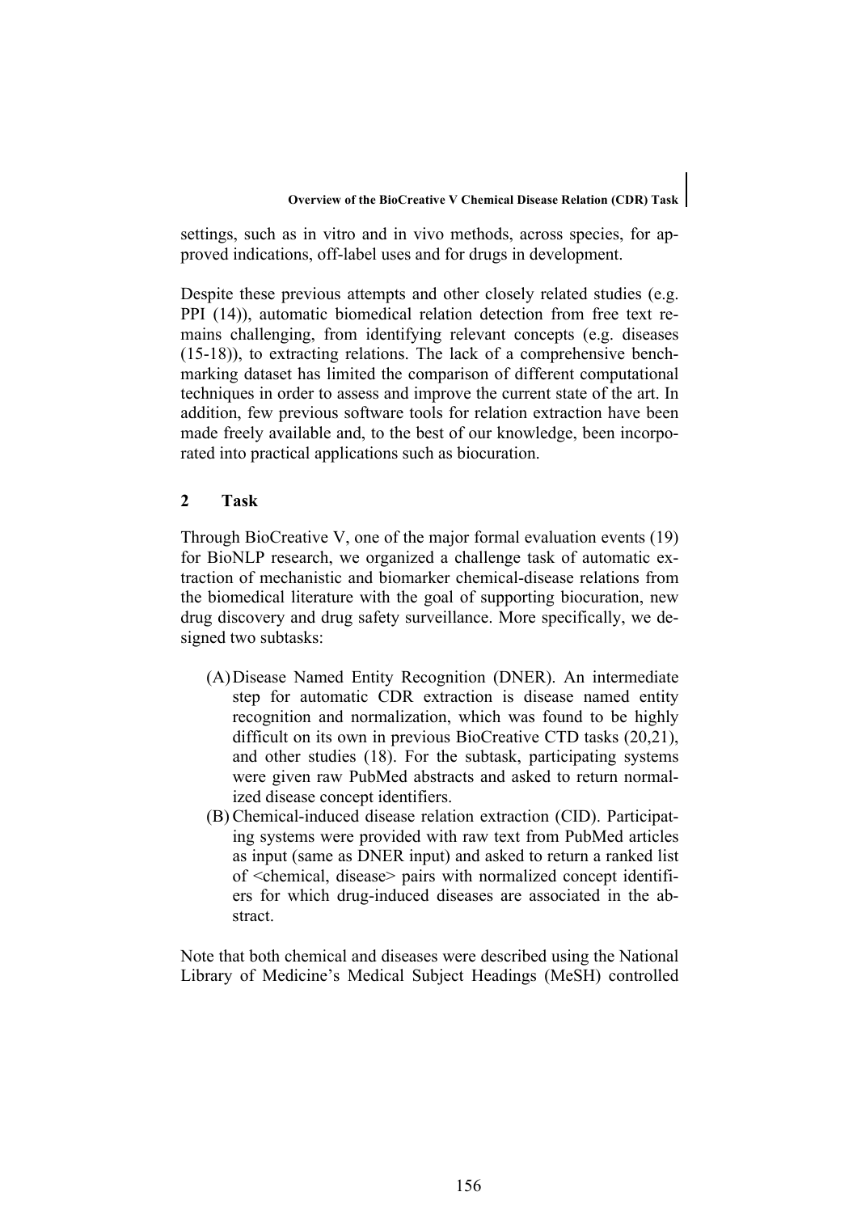settings, such as in vitro and in vivo methods, across species, for approved indications, off-label uses and for drugs in development.

Despite these previous attempts and other closely related studies (e.g. PPI (14)), automatic biomedical relation detection from free text remains challenging, from identifying relevant concepts (e.g. diseases (15-18)), to extracting relations. The lack of a comprehensive benchmarking dataset has limited the comparison of different computational techniques in order to assess and improve the current state of the art. In addition, few previous software tools for relation extraction have been made freely available and, to the best of our knowledge, been incorporated into practical applications such as biocuration.

## 2 Task

Through BioCreative V, one of the major formal evaluation events (19) for BioNLP research, we organized a challenge task of automatic extraction of mechanistic and biomarker chemical-disease relations from the biomedical literature with the goal of supporting biocuration, new drug discovery and drug safety surveillance. More specifically, we designed two subtasks:

(A) Disease Named Entity Recognition (DNER). An intermediate step for automatic CDR extraction is disease named entity recognition and normalization, which was found to be highly difficult on its own in previous BioCreative CTD tasks (20,21), and other studies (18). For the subtask, participating systems were given raw PubMed abstracts and asked to return normalized disease concept identifiers.

(B) Chemical-induced disease relation extraction (CID). Participating systems were provided with raw text from PubMed articles as input (same as DNER input) and asked to return a ranked list of <chemical, disease> pairs with normalized concept identifiers for which drug-induced diseases are associated in the abstract.

Note that both chemical and diseases were described using the National Library of Medicine's Medical Subject Headings (MeSH) controlled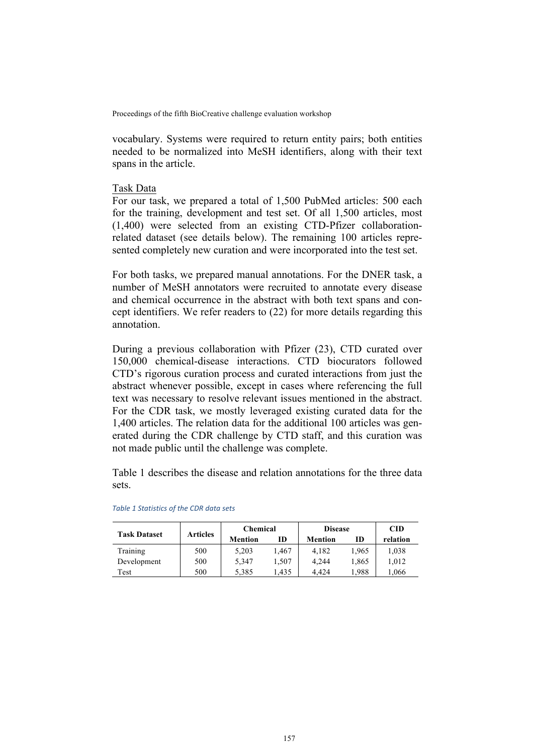vocabulary. Systems were required to return entity pairs; both entities needed to be normalized into MeSH identifiers, along with their text spans in the article.

Task Data

For our task, we prepared a total of 1,500 PubMed articles: 500 each for the training, development and test set. Of all 1,500 articles, most (1,400) were selected from an existing CTD-Pfizer collaboration-related dataset (see details below). The remaining 100 articles represented completely new curation and were incorporated into the test set.

For both tasks, we prepared manual annotations. For the DNER task, a number of MeSH annotators were recruited to annotate every disease and chemical occurrence in the abstract with both text spans and concept identifiers. We refer readers to (22) for more details regarding this annotation.

During a previous collaboration with Pfizer (23), CTD curated over 150,000 chemical-disease interactions. CTD biocurators followed CTD's rigorous curation process and curated interactions from just the abstract whenever possible, except in cases where referencing the full text was necessary to resolve relevant issues mentioned in the abstract. For the CDR task, we mostly leveraged existing curated data for the 1,400 articles. The relation data for the additional 100 articles was generated during the CDR challenge by CTD staff, and this curation was not made public until the challenge was complete.

Table 1 describes the disease and relation annotations for the three data sets.

*Table 1 Statistics of the CDR data sets*

| Task Dataset | Articles | Chemical | | Disease | | CID |
|---|---|---|---|---|---|---|
| | | Mention | ID | Mention | ID | relation |
| Training | 500 | 5,203 | 1,467 | 4,182 | 1,965 | 1,038 |
| Development | 500 | 5,347 | 1,507 | 4,244 | 1,865 | 1,012 |
| Test | 500 | 5,385 | 1,435 | 4,424 | 1,988 | 1,066 |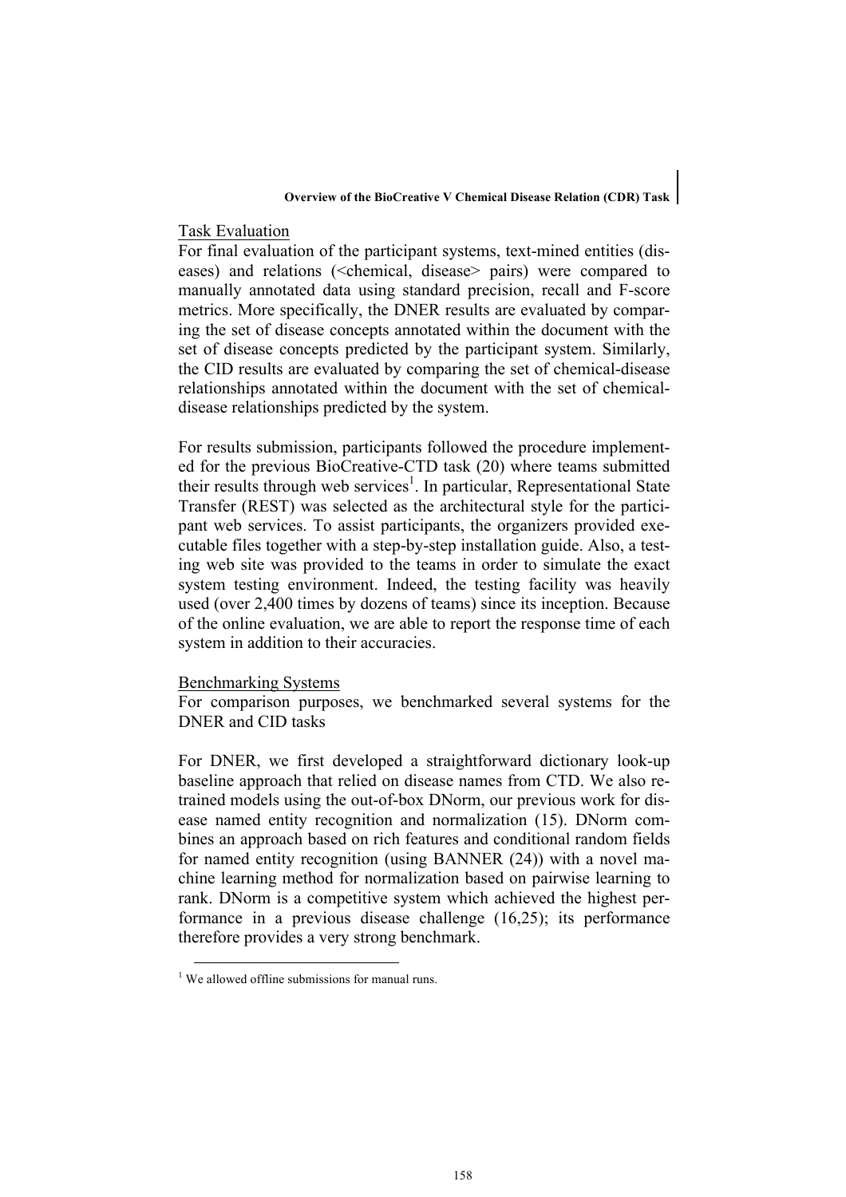Task Evaluation

For final evaluation of the participant systems, text-mined entities (diseases) and relations (<chemical, disease> pairs) were compared to manually annotated data using standard precision, recall and F-score metrics. More specifically, the DNER results are evaluated by comparing the set of disease concepts annotated within the document with the set of disease concepts predicted by the participant system. Similarly, the CID results are evaluated by comparing the set of chemical-disease relationships annotated within the document with the set of chemical-disease relationships predicted by the system.

For results submission, participants followed the procedure implemented for the previous BioCreative-CTD task (20) where teams submitted their results through web services[1]. In particular, Representational State Transfer (REST) was selected as the architectural style for the participant web services. To assist participants, the organizers provided executable files together with a step-by-step installation guide. Also, a testing web site was provided to the teams in order to simulate the exact system testing environment. Indeed, the testing facility was heavily used (over 2,400 times by dozens of teams) since its inception. Because of the online evaluation, we are able to report the response time of each system in addition to their accuracies.

Benchmarking Systems

For comparison purposes, we benchmarked several systems for the DNER and CID tasks

For DNER, we first developed a straightforward dictionary look-up baseline approach that relied on disease names from CTD. We also retrained models using the out-of-box DNorm, our previous work for disease named entity recognition and normalization (15). DNorm combines an approach based on rich features and conditional random fields for named entity recognition (using BANNER (24)) with a novel machine learning method for normalization based on pairwise learning to rank. DNorm is a competitive system which achieved the highest performance in a previous disease challenge (16,25); its performance therefore provides a very strong benchmark.

[1] We allowed offline submissions for manual runs.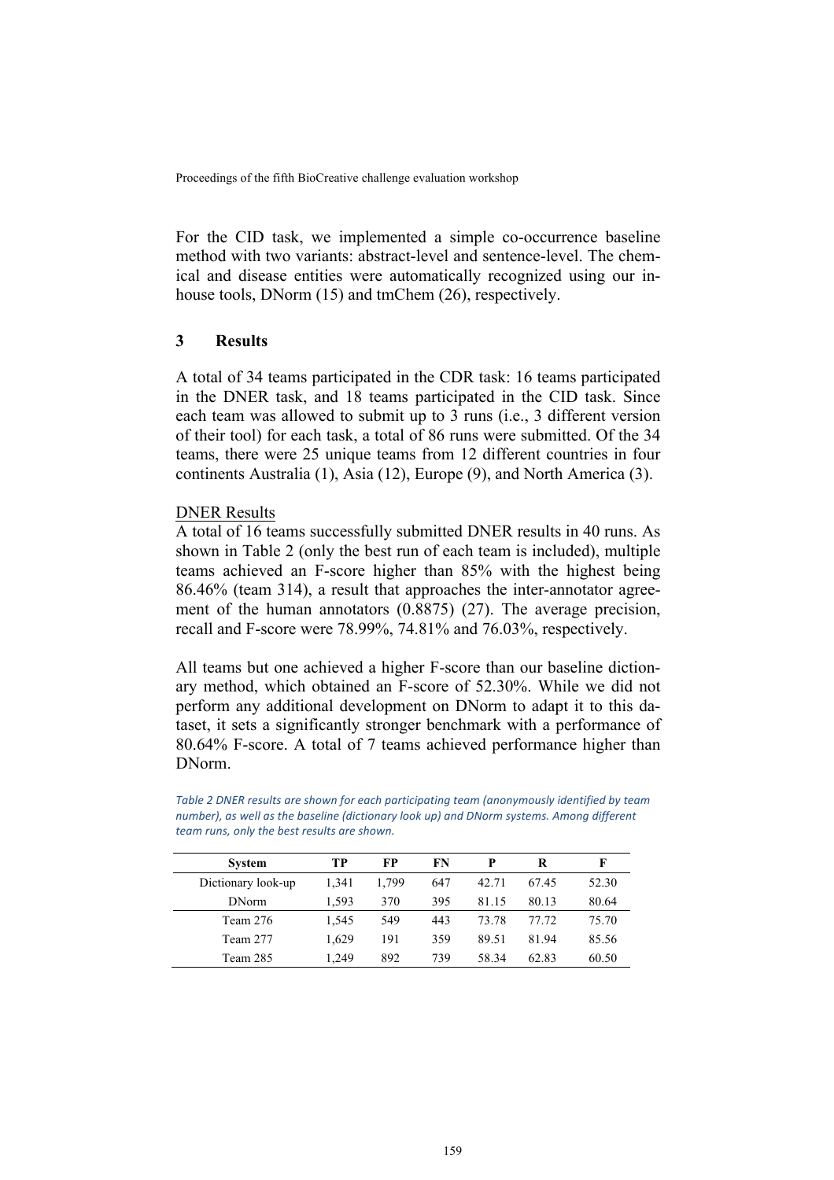For the CID task, we implemented a simple co-occurrence baseline method with two variants: abstract-level and sentence-level. The chemical and disease entities were automatically recognized using our in-house tools, DNorm (15) and tmChem (26), respectively.

## 3 Results

A total of 34 teams participated in the CDR task: 16 teams participated in the DNER task, and 18 teams participated in the CID task. Since each team was allowed to submit up to 3 runs (i.e., 3 different version of their tool) for each task, a total of 86 runs were submitted. Of the 34 teams, there were 25 unique teams from 12 different countries in four continents Australia (1), Asia (12), Europe (9), and North America (3).

DNER Results

A total of 16 teams successfully submitted DNER results in 40 runs. As shown in Table 2 (only the best run of each team is included), multiple teams achieved an F-score higher than 85% with the highest being 86.46% (team 314), a result that approaches the inter-annotator agreement of the human annotators (0.8875) (27). The average precision, recall and F-score were 78.99%, 74.81% and 76.03%, respectively.

All teams but one achieved a higher F-score than our baseline dictionary method, which obtained an F-score of 52.30%. While we did not perform any additional development on DNorm to adapt it to this dataset, it sets a significantly stronger benchmark with a performance of 80.64% F-score. A total of 7 teams achieved performance higher than DNorm.

*Table 2 DNER results are shown for each participating team (anonymously identified by team number), as well as the baseline (dictionary look up) and DNorm systems. Among different team runs, only the best results are shown.*

| System | TP | FP | FN | P | R | F |
|---|---|---|---|---|---|---|
| Dictionary look-up | 1,341 | 1,799 | 647 | 42.71 | 67.45 | 52.30 |
| DNorm | 1,593 | 370 | 395 | 81.15 | 80.13 | 80.64 |
| Team 276 | 1,545 | 549 | 443 | 73.78 | 77.72 | 75.70 |
| Team 277 | 1,629 | 191 | 359 | 89.51 | 81.94 | 85.56 |
| Team 285 | 1,249 | 892 | 739 | 58.34 | 62.83 | 60.50 |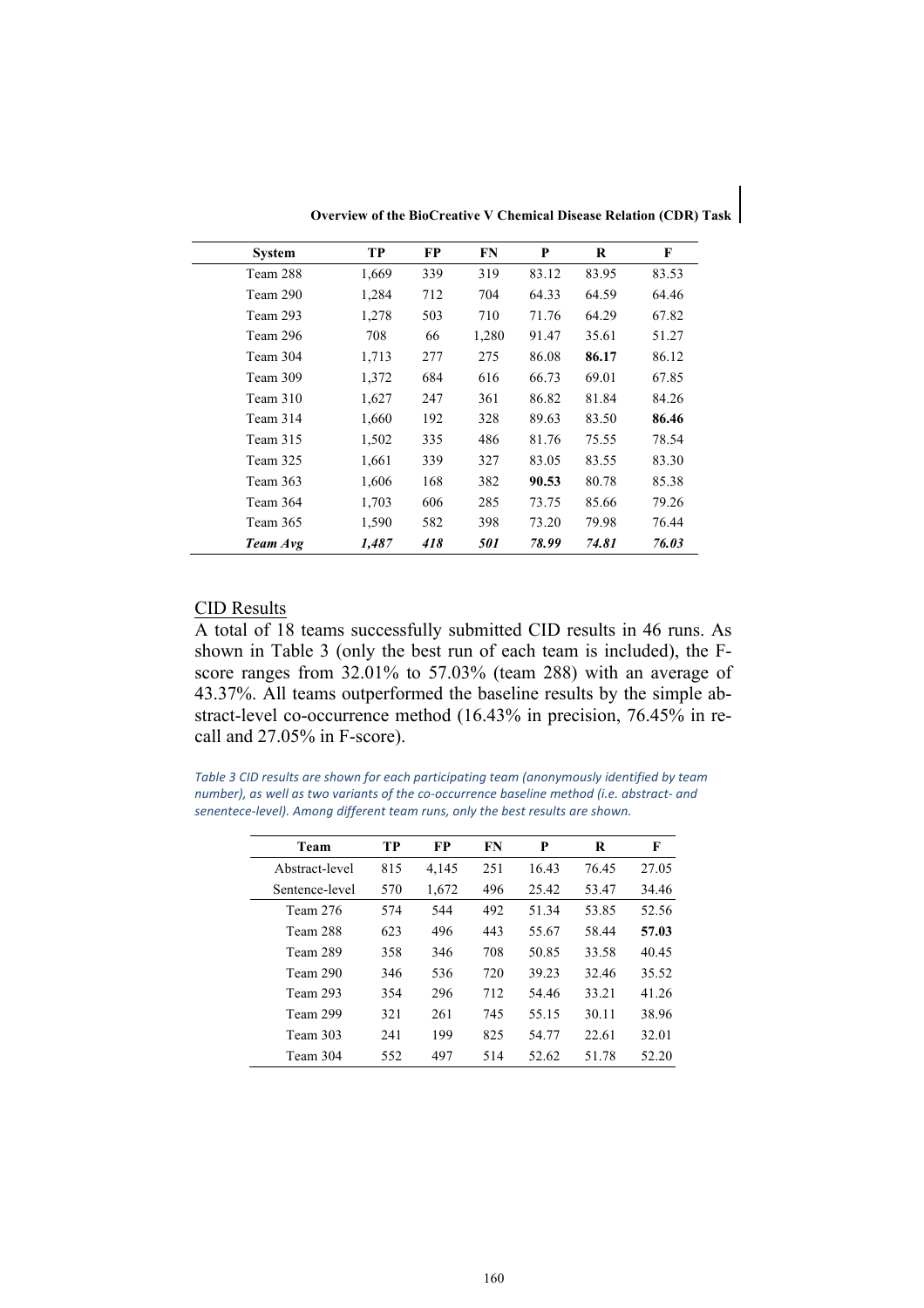| System | TP | FP | FN | P | R | F |
|---|---|---|---|---|---|---|
| Team 288 | 1,669 | 339 | 319 | 83.12 | 83.95 | 83.53 |
| Team 290 | 1,284 | 712 | 704 | 64.33 | 64.59 | 64.46 |
| Team 293 | 1,278 | 503 | 710 | 71.76 | 64.29 | 67.82 |
| Team 296 | 708 | 66 | 1,280 | 91.47 | 35.61 | 51.27 |
| Team 304 | 1,713 | 277 | 275 | 86.08 | **86.17** | 86.12 |
| Team 309 | 1,372 | 684 | 616 | 66.73 | 69.01 | 67.85 |
| Team 310 | 1,627 | 247 | 361 | 86.82 | 81.84 | 84.26 |
| Team 314 | 1,660 | 192 | 328 | 89.63 | 83.50 | **86.46** |
| Team 315 | 1,502 | 335 | 486 | 81.76 | 75.55 | 78.54 |
| Team 325 | 1,661 | 339 | 327 | 83.05 | 83.55 | 83.30 |
| Team 363 | 1,606 | 168 | 382 | **90.53** | 80.78 | 85.38 |
| Team 364 | 1,703 | 606 | 285 | 73.75 | 85.66 | 79.26 |
| Team 365 | 1,590 | 582 | 398 | 73.20 | 79.98 | 76.44 |
| ***Team Avg*** | ***1,487*** | ***418*** | ***501*** | ***78.99*** | ***74.81*** | ***76.03*** |

## CID Results

A total of 18 teams successfully submitted CID results in 46 runs. As shown in Table 3 (only the best run of each team is included), the F-score ranges from 32.01% to 57.03% (team 288) with an average of 43.37%. All teams outperformed the baseline results by the simple abstract-level co-occurrence method (16.43% in precision, 76.45% in recall and 27.05% in F-score).

*Table 3 CID results are shown for each participating team (anonymously identified by team number), as well as two variants of the co-occurrence baseline method (i.e. abstract- and senentece-level). Among different team runs, only the best results are shown.*

| Team | TP | FP | FN | P | R | F |
|---|---|---|---|---|---|---|
| Abstract-level | 815 | 4,145 | 251 | 16.43 | 76.45 | 27.05 |
| Sentence-level | 570 | 1,672 | 496 | 25.42 | 53.47 | 34.46 |
| Team 276 | 574 | 544 | 492 | 51.34 | 53.85 | 52.56 |
| Team 288 | 623 | 496 | 443 | 55.67 | 58.44 | **57.03** |
| Team 289 | 358 | 346 | 708 | 50.85 | 33.58 | 40.45 |
| Team 290 | 346 | 536 | 720 | 39.23 | 32.46 | 35.52 |
| Team 293 | 354 | 296 | 712 | 54.46 | 33.21 | 41.26 |
| Team 299 | 321 | 261 | 745 | 55.15 | 30.11 | 38.96 |
| Team 303 | 241 | 199 | 825 | 54.77 | 22.61 | 32.01 |
| Team 304 | 552 | 497 | 514 | 52.62 | 51.78 | 52.20 |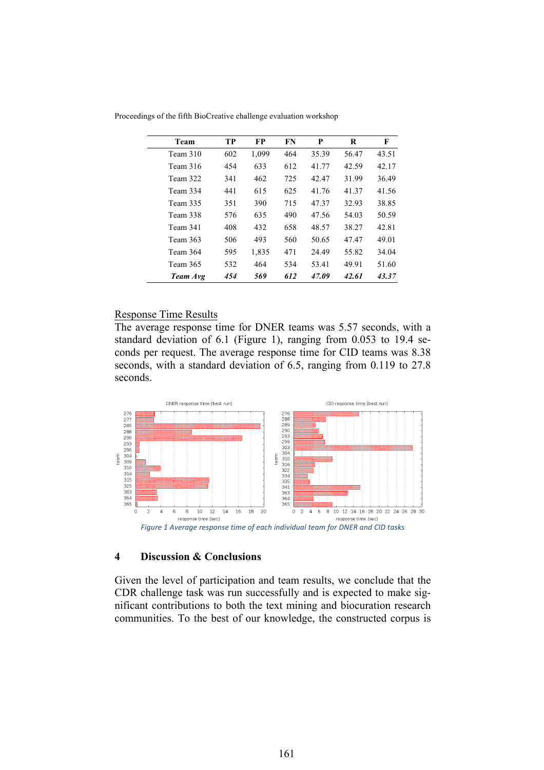| Team | TP | FP | FN | P | R | F |
|---|---|---|---|---|---|---|
| Team 310 | 602 | 1,099 | 464 | 35.39 | 56.47 | 43.51 |
| Team 316 | 454 | 633 | 612 | 41.77 | 42.59 | 42.17 |
| Team 322 | 341 | 462 | 725 | 42.47 | 31.99 | 36.49 |
| Team 334 | 441 | 615 | 625 | 41.76 | 41.37 | 41.56 |
| Team 335 | 351 | 390 | 715 | 47.37 | 32.93 | 38.85 |
| Team 338 | 576 | 635 | 490 | 47.56 | 54.03 | 50.59 |
| Team 341 | 408 | 432 | 658 | 48.57 | 38.27 | 42.81 |
| Team 363 | 506 | 493 | 560 | 50.65 | 47.47 | 49.01 |
| Team 364 | 595 | 1,835 | 471 | 24.49 | 55.82 | 34.04 |
| Team 365 | 532 | 464 | 534 | 53.41 | 49.91 | 51.60 |
| ***Team Avg*** | ***454*** | ***569*** | ***612*** | ***47.09*** | ***42.61*** | ***43.37*** |

Response Time Results

The average response time for DNER teams was 5.57 seconds, with a standard deviation of 6.1 (Figure 1), ranging from 0.053 to 19.4 seconds per request. The average response time for CID teams was 8.38 seconds, with a standard deviation of 6.5, ranging from 0.119 to 27.8 seconds.

*Figure 1 Average response time of each individual team for DNER and CID tasks*

## 4 Discussion & Conclusions

Given the level of participation and team results, we conclude that the CDR challenge task was run successfully and is expected to make significant contributions to both the text mining and biocuration research communities. To the best of our knowledge, the constructed corpus is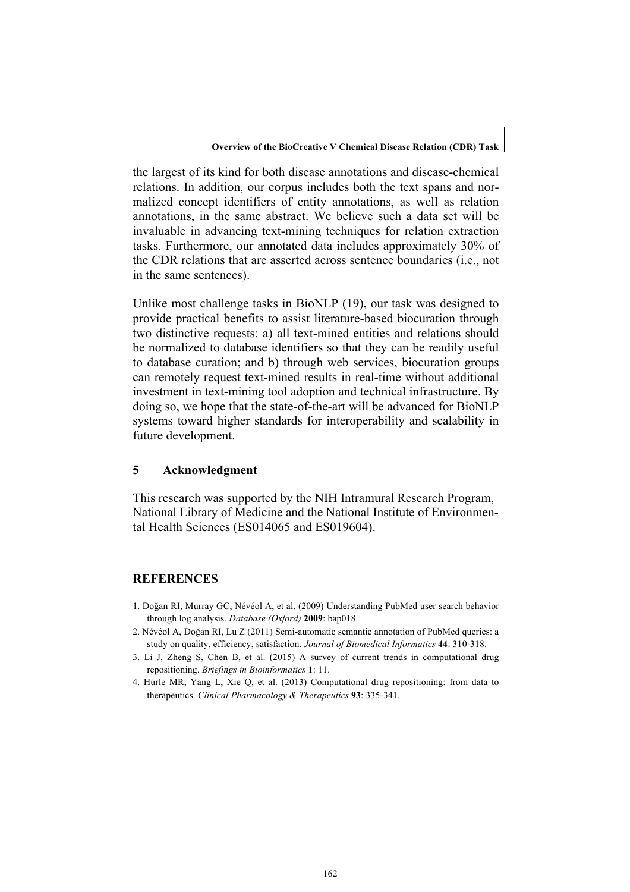the largest of its kind for both disease annotations and disease-chemical relations. In addition, our corpus includes both the text spans and normalized concept identifiers of entity annotations, as well as relation annotations, in the same abstract. We believe such a data set will be invaluable in advancing text-mining techniques for relation extraction tasks. Furthermore, our annotated data includes approximately 30% of the CDR relations that are asserted across sentence boundaries (i.e., not in the same sentences).

Unlike most challenge tasks in BioNLP (19), our task was designed to provide practical benefits to assist literature-based biocuration through two distinctive requests: a) all text-mined entities and relations should be normalized to database identifiers so that they can be readily useful to database curation; and b) through web services, biocuration groups can remotely request text-mined results in real-time without additional investment in text-mining tool adoption and technical infrastructure. By doing so, we hope that the state-of-the-art will be advanced for BioNLP systems toward higher standards for interoperability and scalability in future development.

## 5 Acknowledgment

This research was supported by the NIH Intramural Research Program, National Library of Medicine and the National Institute of Environmental Health Sciences (ES014065 and ES019604).

## REFERENCES

1. Doğan RI, Murray GC, Névéol A, et al. (2009) Understanding PubMed user search behavior through log analysis. *Database (Oxford)* **2009**: bap018.
2. Névéol A, Doğan RI, Lu Z (2011) Semi-automatic semantic annotation of PubMed queries: a study on quality, efficiency, satisfaction. *Journal of Biomedical Informatics* **44**: 310-318.
3. Li J, Zheng S, Chen B, et al. (2015) A survey of current trends in computational drug repositioning. *Briefings in Bioinformatics* **1**: 11.
4. Hurle MR, Yang L, Xie Q, et al. (2013) Computational drug repositioning: from data to therapeutics. *Clinical Pharmacology & Therapeutics* **93**: 335-341.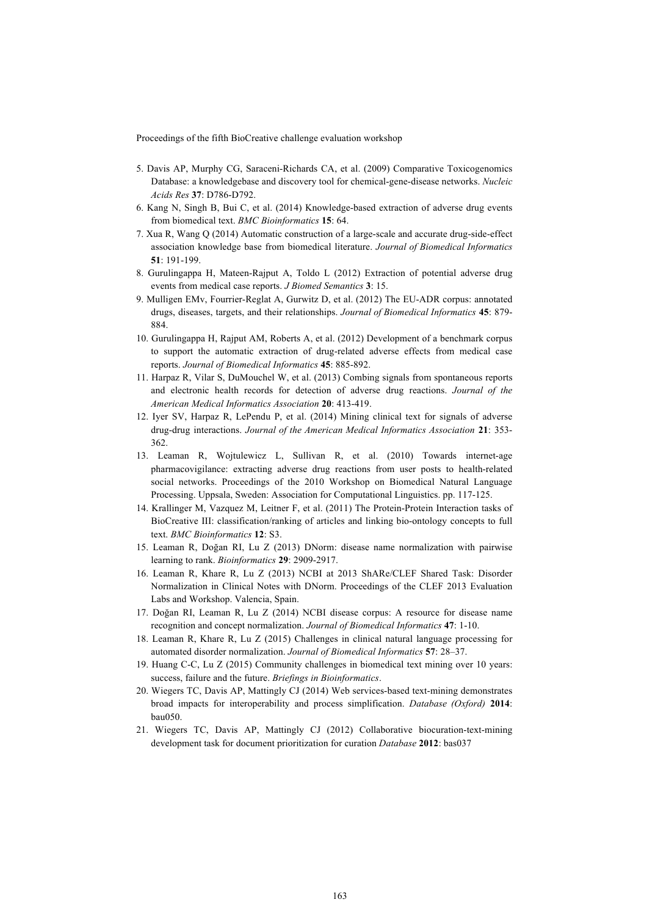5. Davis AP, Murphy CG, Saraceni-Richards CA, et al. (2009) Comparative Toxicogenomics Database: a knowledgebase and discovery tool for chemical-gene-disease networks. *Nucleic Acids Res* **37**: D786-D792.
6. Kang N, Singh B, Bui C, et al. (2014) Knowledge-based extraction of adverse drug events from biomedical text. *BMC Bioinformatics* **15**: 64.
7. Xua R, Wang Q (2014) Automatic construction of a large-scale and accurate drug-side-effect association knowledge base from biomedical literature. *Journal of Biomedical Informatics* **51**: 191-199.
8. Gurulingappa H, Mateen-Rajput A, Toldo L (2012) Extraction of potential adverse drug events from medical case reports. *J Biomed Semantics* **3**: 15.
9. Mulligen EMv, Fourrier-Reglat A, Gurwitz D, et al. (2012) The EU-ADR corpus: annotated drugs, diseases, targets, and their relationships. *Journal of Biomedical Informatics* **45**: 879-884.
10. Gurulingappa H, Rajput AM, Roberts A, et al. (2012) Development of a benchmark corpus to support the automatic extraction of drug-related adverse effects from medical case reports. *Journal of Biomedical Informatics* **45**: 885-892.
11. Harpaz R, Vilar S, DuMouchel W, et al. (2013) Combing signals from spontaneous reports and electronic health records for detection of adverse drug reactions. *Journal of the American Medical Informatics Association* **20**: 413-419.
12. Iyer SV, Harpaz R, LePendu P, et al. (2014) Mining clinical text for signals of adverse drug-drug interactions. *Journal of the American Medical Informatics Association* **21**: 353-362.
13. Leaman R, Wojtulewicz L, Sullivan R, et al. (2010) Towards internet-age pharmacovigilance: extracting adverse drug reactions from user posts to health-related social networks. Proceedings of the 2010 Workshop on Biomedical Natural Language Processing. Uppsala, Sweden: Association for Computational Linguistics. pp. 117-125.
14. Krallinger M, Vazquez M, Leitner F, et al. (2011) The Protein-Protein Interaction tasks of BioCreative III: classification/ranking of articles and linking bio-ontology concepts to full text. *BMC Bioinformatics* **12**: S3.
15. Leaman R, Doğan RI, Lu Z (2013) DNorm: disease name normalization with pairwise learning to rank. *Bioinformatics* **29**: 2909-2917.
16. Leaman R, Khare R, Lu Z (2013) NCBI at 2013 ShARe/CLEF Shared Task: Disorder Normalization in Clinical Notes with DNorm. Proceedings of the CLEF 2013 Evaluation Labs and Workshop. Valencia, Spain.
17. Doğan RI, Leaman R, Lu Z (2014) NCBI disease corpus: A resource for disease name recognition and concept normalization. *Journal of Biomedical Informatics* **47**: 1-10.
18. Leaman R, Khare R, Lu Z (2015) Challenges in clinical natural language processing for automated disorder normalization. *Journal of Biomedical Informatics* **57**: 28–37.
19. Huang C-C, Lu Z (2015) Community challenges in biomedical text mining over 10 years: success, failure and the future. *Briefings in Bioinformatics*.
20. Wiegers TC, Davis AP, Mattingly CJ (2014) Web services-based text-mining demonstrates broad impacts for interoperability and process simplification. *Database (Oxford)* **2014**: bau050.
21. Wiegers TC, Davis AP, Mattingly CJ (2012) Collaborative biocuration-text-mining development task for document prioritization for curation *Database* **2012**: bas037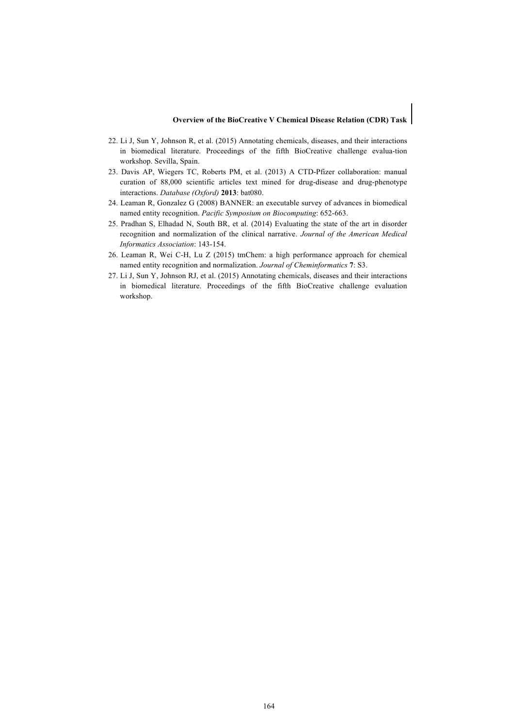22. Li J, Sun Y, Johnson R, et al. (2015) Annotating chemicals, diseases, and their interactions in biomedical literature. Proceedings of the fifth BioCreative challenge evalua-tion workshop. Sevilla, Spain.
23. Davis AP, Wiegers TC, Roberts PM, et al. (2013) A CTD-Pfizer collaboration: manual curation of 88,000 scientific articles text mined for drug-disease and drug-phenotype interactions. *Database (Oxford)* **2013**: bat080.
24. Leaman R, Gonzalez G (2008) BANNER: an executable survey of advances in biomedical named entity recognition. *Pacific Symposium on Biocomputing*: 652-663.
25. Pradhan S, Elhadad N, South BR, et al. (2014) Evaluating the state of the art in disorder recognition and normalization of the clinical narrative. *Journal of the American Medical Informatics Association*: 143-154.
26. Leaman R, Wei C-H, Lu Z (2015) tmChem: a high performance approach for chemical named entity recognition and normalization. *Journal of Cheminformatics* **7**: S3.
27. Li J, Sun Y, Johnson RJ, et al. (2015) Annotating chemicals, diseases and their interactions in biomedical literature. Proceedings of the fifth BioCreative challenge evaluation workshop.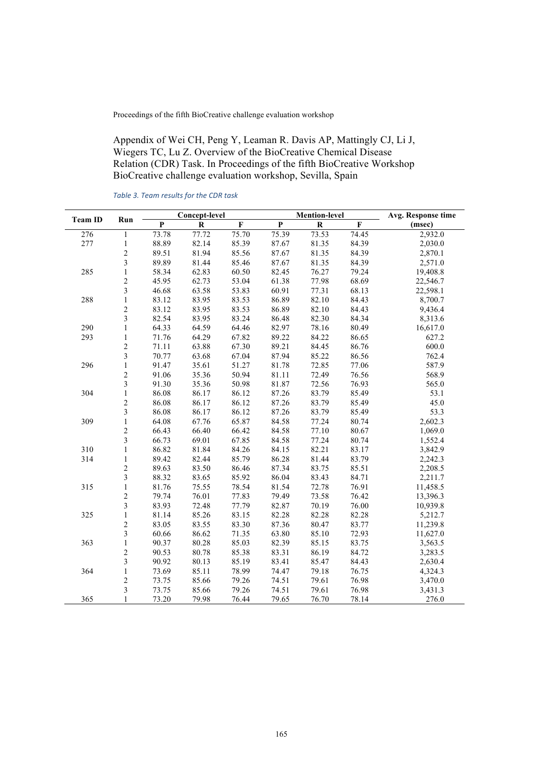Appendix of Wei CH, Peng Y, Leaman R. Davis AP, Mattingly CJ, Li J, Wiegers TC, Lu Z. Overview of the BioCreative Chemical Disease Relation (CDR) Task. In Proceedings of the fifth BioCreative Workshop BioCreative challenge evaluation workshop, Sevilla, Spain

*Table 3. Team results for the CDR task*

| Team ID | Run | Concept-level | | | Mention-level | | | Avg. Response time (msec) |
|---|---|---|---|---|---|---|---|---|
| | | P | R | F | P | R | F | |
| 276 | 1 | 73.78 | 77.72 | 75.70 | 75.39 | 73.53 | 74.45 | 2,932.0 |
| 277 | 1 | 88.89 | 82.14 | 85.39 | 87.67 | 81.35 | 84.39 | 2,030.0 |
| | 2 | 89.51 | 81.94 | 85.56 | 87.67 | 81.35 | 84.39 | 2,870.1 |
| | 3 | 89.89 | 81.44 | 85.46 | 87.67 | 81.35 | 84.39 | 2,571.0 |
| 285 | 1 | 58.34 | 62.83 | 60.50 | 82.45 | 76.27 | 79.24 | 19,408.8 |
| | 2 | 45.95 | 62.73 | 53.04 | 61.38 | 77.98 | 68.69 | 22,546.7 |
| | 3 | 46.68 | 63.58 | 53.83 | 60.91 | 77.31 | 68.13 | 22,598.1 |
| 288 | 1 | 83.12 | 83.95 | 83.53 | 86.89 | 82.10 | 84.43 | 8,700.7 |
| | 2 | 83.12 | 83.95 | 83.53 | 86.89 | 82.10 | 84.43 | 9,436.4 |
| | 3 | 82.54 | 83.95 | 83.24 | 86.48 | 82.30 | 84.34 | 8,313.6 |
| 290 | 1 | 64.33 | 64.59 | 64.46 | 82.97 | 78.16 | 80.49 | 16,617.0 |
| 293 | 1 | 71.76 | 64.29 | 67.82 | 89.22 | 84.22 | 86.65 | 627.2 |
| | 2 | 71.11 | 63.88 | 67.30 | 89.21 | 84.45 | 86.76 | 600.0 |
| | 3 | 70.77 | 63.68 | 67.04 | 87.94 | 85.22 | 86.56 | 762.4 |
| 296 | 1 | 91.47 | 35.61 | 51.27 | 81.78 | 72.85 | 77.06 | 587.9 |
| | 2 | 91.06 | 35.36 | 50.94 | 81.11 | 72.49 | 76.56 | 568.9 |
| | 3 | 91.30 | 35.36 | 50.98 | 81.87 | 72.56 | 76.93 | 565.0 |
| 304 | 1 | 86.08 | 86.17 | 86.12 | 87.26 | 83.79 | 85.49 | 53.1 |
| | 2 | 86.08 | 86.17 | 86.12 | 87.26 | 83.79 | 85.49 | 45.0 |
| | 3 | 86.08 | 86.17 | 86.12 | 87.26 | 83.79 | 85.49 | 53.3 |
| 309 | 1 | 64.08 | 67.76 | 65.87 | 84.58 | 77.24 | 80.74 | 2,602.3 |
| | 2 | 66.43 | 66.40 | 66.42 | 84.58 | 77.10 | 80.67 | 1,069.0 |
| | 3 | 66.73 | 69.01 | 67.85 | 84.58 | 77.24 | 80.74 | 1,552.4 |
| 310 | 1 | 86.82 | 81.84 | 84.26 | 84.15 | 82.21 | 83.17 | 3,842.9 |
| 314 | 1 | 89.42 | 82.44 | 85.79 | 86.28 | 81.44 | 83.79 | 2,242.3 |
| | 2 | 89.63 | 83.50 | 86.46 | 87.34 | 83.75 | 85.51 | 2,208.5 |
| | 3 | 88.32 | 83.65 | 85.92 | 86.04 | 83.43 | 84.71 | 2,211.7 |
| 315 | 1 | 81.76 | 75.55 | 78.54 | 81.54 | 72.78 | 76.91 | 11,458.5 |
| | 2 | 79.74 | 76.01 | 77.83 | 79.49 | 73.58 | 76.42 | 13,396.3 |
| | 3 | 83.93 | 72.48 | 77.79 | 82.87 | 70.19 | 76.00 | 10,939.8 |
| 325 | 1 | 81.14 | 85.26 | 83.15 | 82.28 | 82.28 | 82.28 | 5,212.7 |
| | 2 | 83.05 | 83.55 | 83.30 | 87.36 | 80.47 | 83.77 | 11,239.8 |
| | 3 | 60.66 | 86.62 | 71.35 | 63.80 | 85.10 | 72.93 | 11,627.0 |
| 363 | 1 | 90.37 | 80.28 | 85.03 | 82.39 | 85.15 | 83.75 | 3,563.5 |
| | 2 | 90.53 | 80.78 | 85.38 | 83.31 | 86.19 | 84.72 | 3,283.5 |
| | 3 | 90.92 | 80.13 | 85.19 | 83.41 | 85.47 | 84.43 | 2,630.4 |
| 364 | 1 | 73.69 | 85.11 | 78.99 | 74.47 | 79.18 | 76.75 | 4,324.3 |
| | 2 | 73.75 | 85.66 | 79.26 | 74.51 | 79.61 | 76.98 | 3,470.0 |
| | 3 | 73.75 | 85.66 | 79.26 | 74.51 | 79.61 | 76.98 | 3,431.3 |
| 365 | 1 | 73.20 | 79.98 | 76.44 | 79.65 | 76.70 | 78.14 | 276.0 |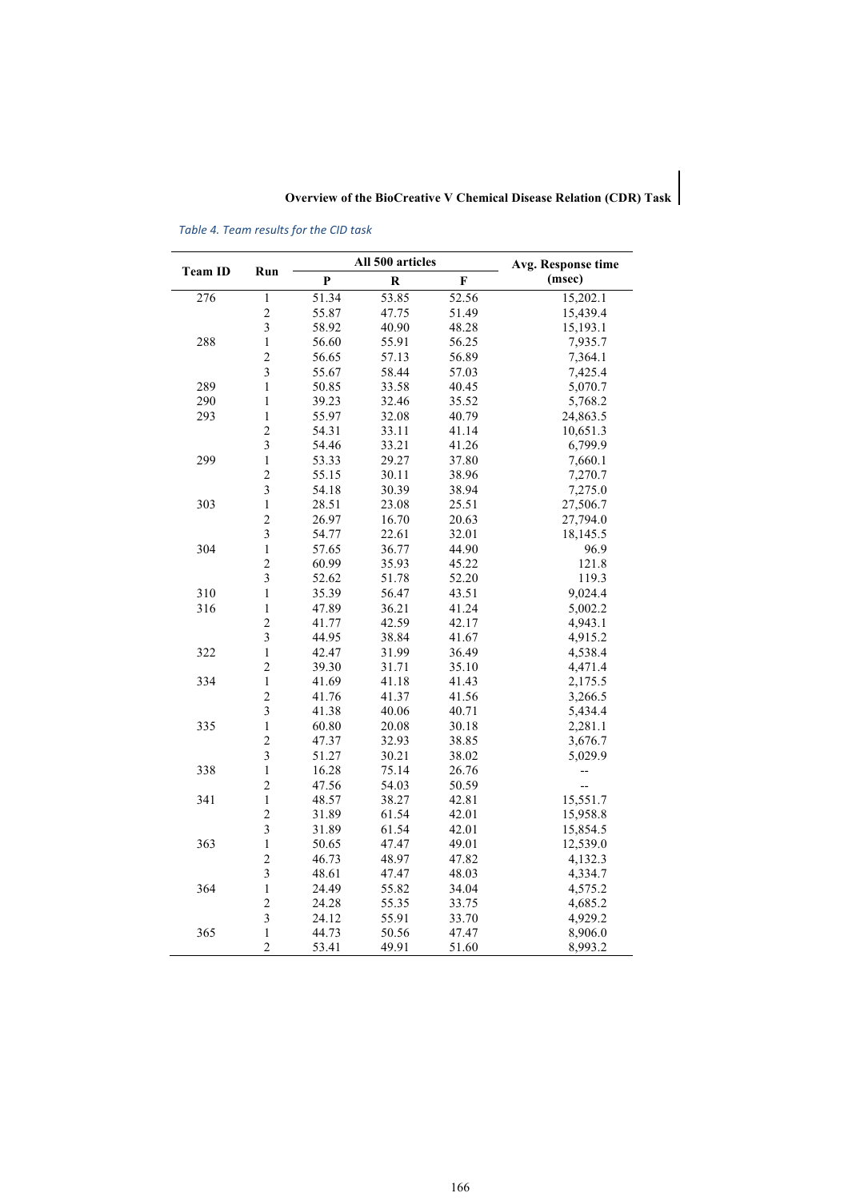*Table 4. Team results for the CID task*

| Team ID | Run | All 500 articles | | | Avg. Response time (msec) |
|---|---|---|---|---|---|
| | | P | R | F | |
| 276 | 1 | 51.34 | 53.85 | 52.56 | 15,202.1 |
| | 2 | 55.87 | 47.75 | 51.49 | 15,439.4 |
| | 3 | 58.92 | 40.90 | 48.28 | 15,193.1 |
| 288 | 1 | 56.60 | 55.91 | 56.25 | 7,935.7 |
| | 2 | 56.65 | 57.13 | 56.89 | 7,364.1 |
| | 3 | 55.67 | 58.44 | 57.03 | 7,425.4 |
| 289 | 1 | 50.85 | 33.58 | 40.45 | 5,070.7 |
| 290 | 1 | 39.23 | 32.46 | 35.52 | 5,768.2 |
| 293 | 1 | 55.97 | 32.08 | 40.79 | 24,863.5 |
| | 2 | 54.31 | 33.11 | 41.14 | 10,651.3 |
| | 3 | 54.46 | 33.21 | 41.26 | 6,799.9 |
| 299 | 1 | 53.33 | 29.27 | 37.80 | 7,660.1 |
| | 2 | 55.15 | 30.11 | 38.96 | 7,270.7 |
| | 3 | 54.18 | 30.39 | 38.94 | 7,275.0 |
| 303 | 1 | 28.51 | 23.08 | 25.51 | 27,506.7 |
| | 2 | 26.97 | 16.70 | 20.63 | 27,794.0 |
| | 3 | 54.77 | 22.61 | 32.01 | 18,145.5 |
| 304 | 1 | 57.65 | 36.77 | 44.90 | 96.9 |
| | 2 | 60.99 | 35.93 | 45.22 | 121.8 |
| | 3 | 52.62 | 51.78 | 52.20 | 119.3 |
| 310 | 1 | 35.39 | 56.47 | 43.51 | 9,024.4 |
| 316 | 1 | 47.89 | 36.21 | 41.24 | 5,002.2 |
| | 2 | 41.77 | 42.59 | 42.17 | 4,943.1 |
| | 3 | 44.95 | 38.84 | 41.67 | 4,915.2 |
| 322 | 1 | 42.47 | 31.99 | 36.49 | 4,538.4 |
| | 2 | 39.30 | 31.71 | 35.10 | 4,471.4 |
| 334 | 1 | 41.69 | 41.18 | 41.43 | 2,175.5 |
| | 2 | 41.76 | 41.37 | 41.56 | 3,266.5 |
| | 3 | 41.38 | 40.06 | 40.71 | 5,434.4 |
| 335 | 1 | 60.80 | 20.08 | 30.18 | 2,281.1 |
| | 2 | 47.37 | 32.93 | 38.85 | 3,676.7 |
| | 3 | 51.27 | 30.21 | 38.02 | 5,029.9 |
| 338 | 1 | 16.28 | 75.14 | 26.76 | -- |
| | 2 | 47.56 | 54.03 | 50.59 | -- |
| 341 | 1 | 48.57 | 38.27 | 42.81 | 15,551.7 |
| | 2 | 31.89 | 61.54 | 42.01 | 15,958.8 |
| | 3 | 31.89 | 61.54 | 42.01 | 15,854.5 |
| 363 | 1 | 50.65 | 47.47 | 49.01 | 12,539.0 |
| | 2 | 46.73 | 48.97 | 47.82 | 4,132.3 |
| | 3 | 48.61 | 47.47 | 48.03 | 4,334.7 |
| 364 | 1 | 24.49 | 55.82 | 34.04 | 4,575.2 |
| | 2 | 24.28 | 55.35 | 33.75 | 4,685.2 |
| | 3 | 24.12 | 55.91 | 33.70 | 4,929.2 |
| 365 | 1 | 44.73 | 50.56 | 47.47 | 8,906.0 |
| | 2 | 53.41 | 49.91 | 51.60 | 8,993.2 |